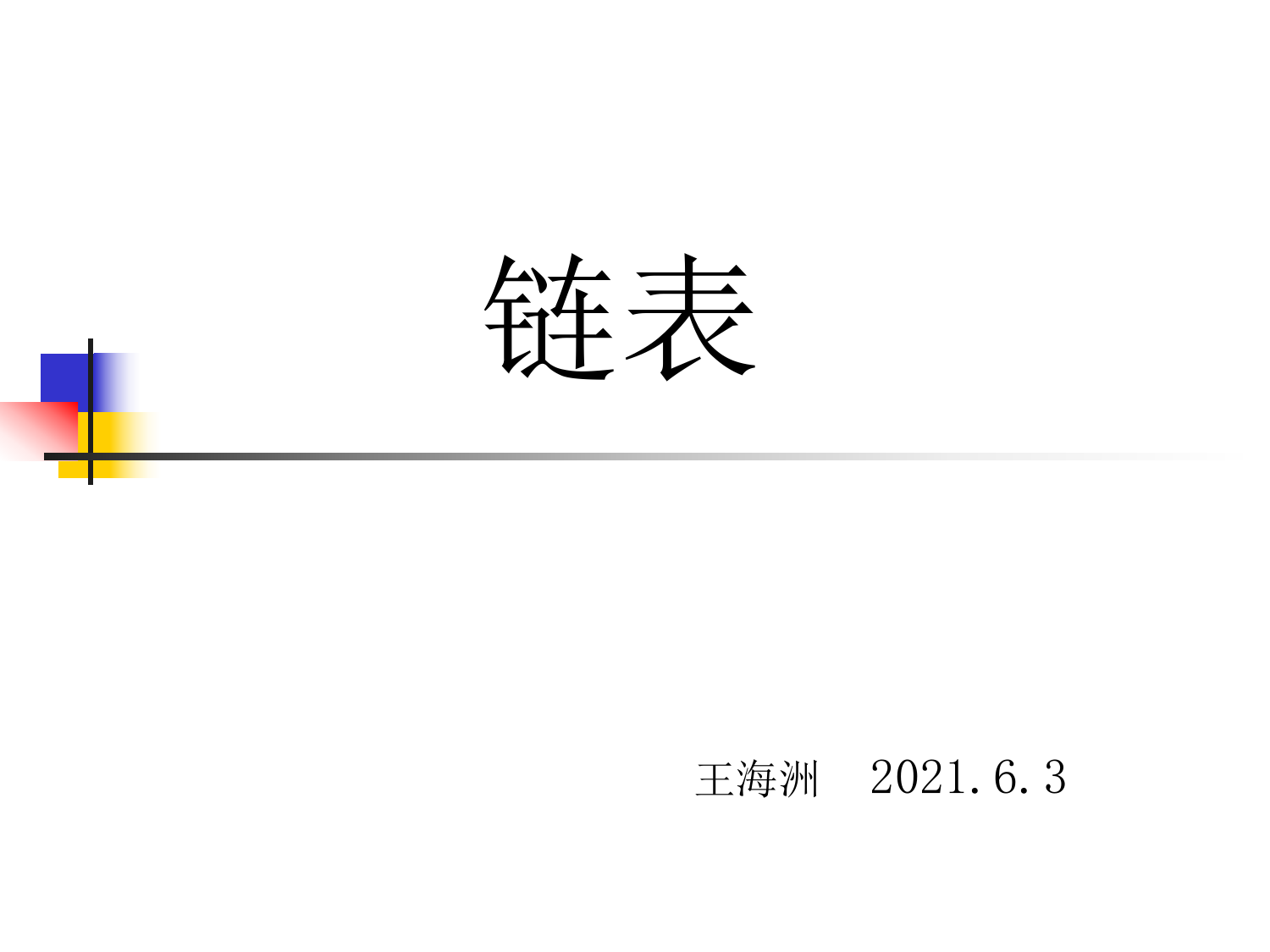# 链表

王海洲　2021.6.3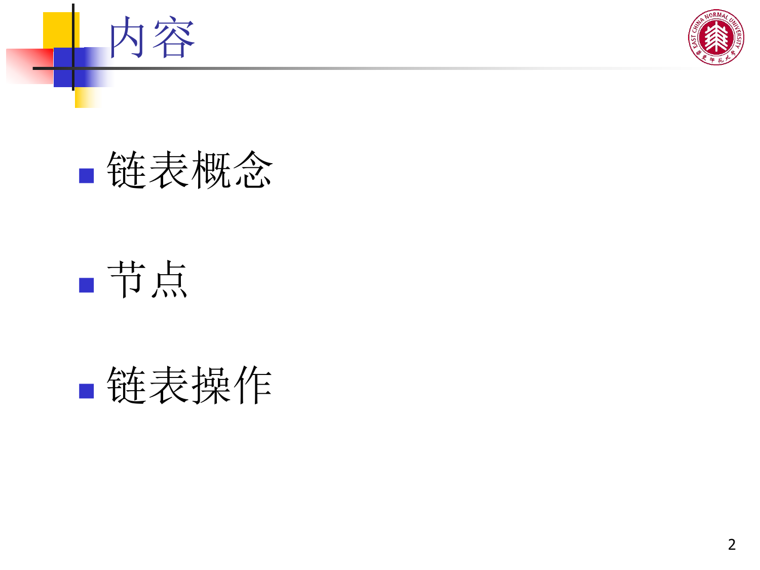# 内容

- 链表概念
- 节点
- 链表操作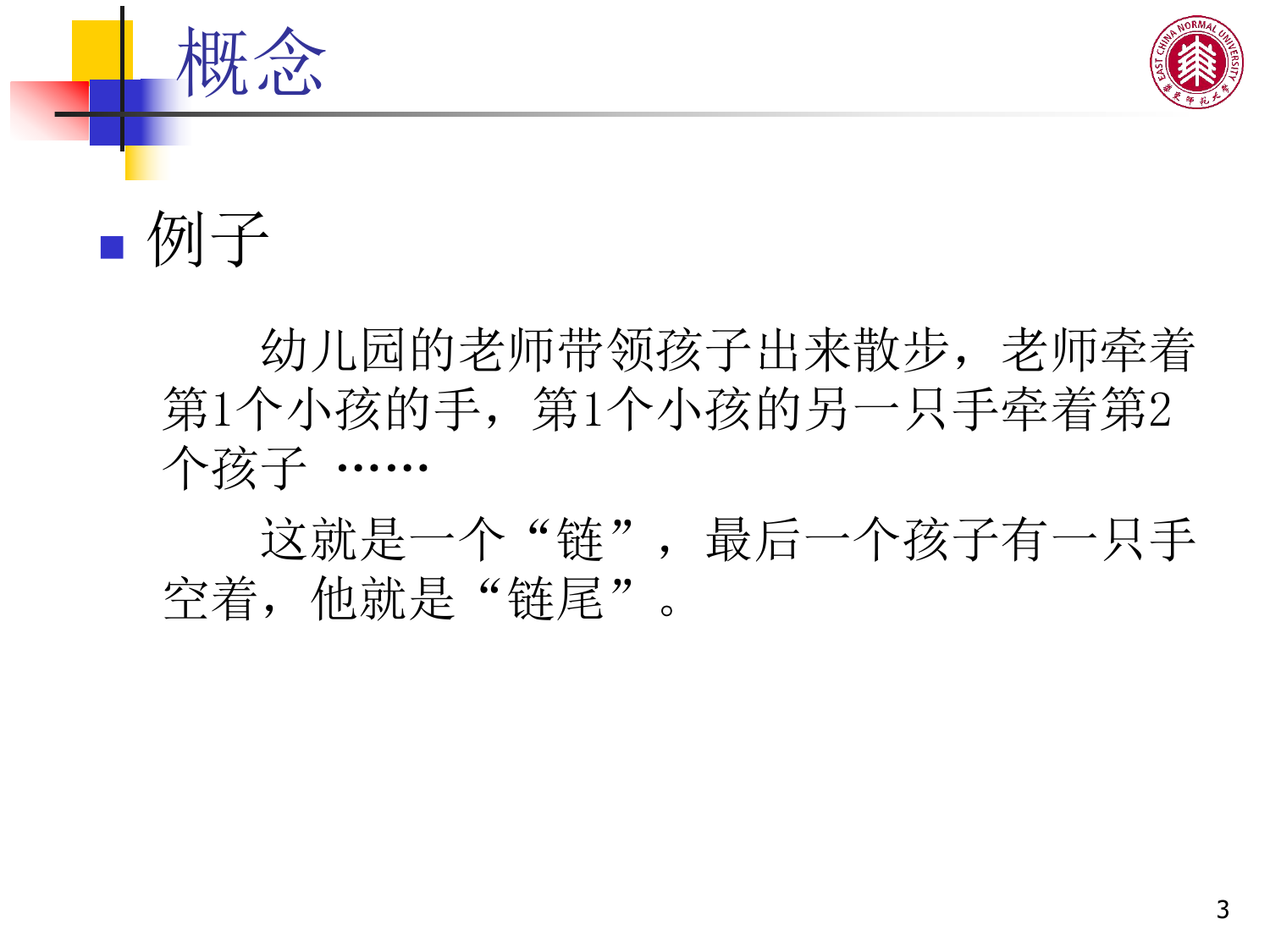# 概念

- 例子

    幼儿园的老师带领孩子出来散步，老师牵着第1个小孩的手，第1个小孩的另一只手牵着第2个孩子 ……

    这就是一个“链”，最后一个孩子有一只手空着，他就是“链尾”。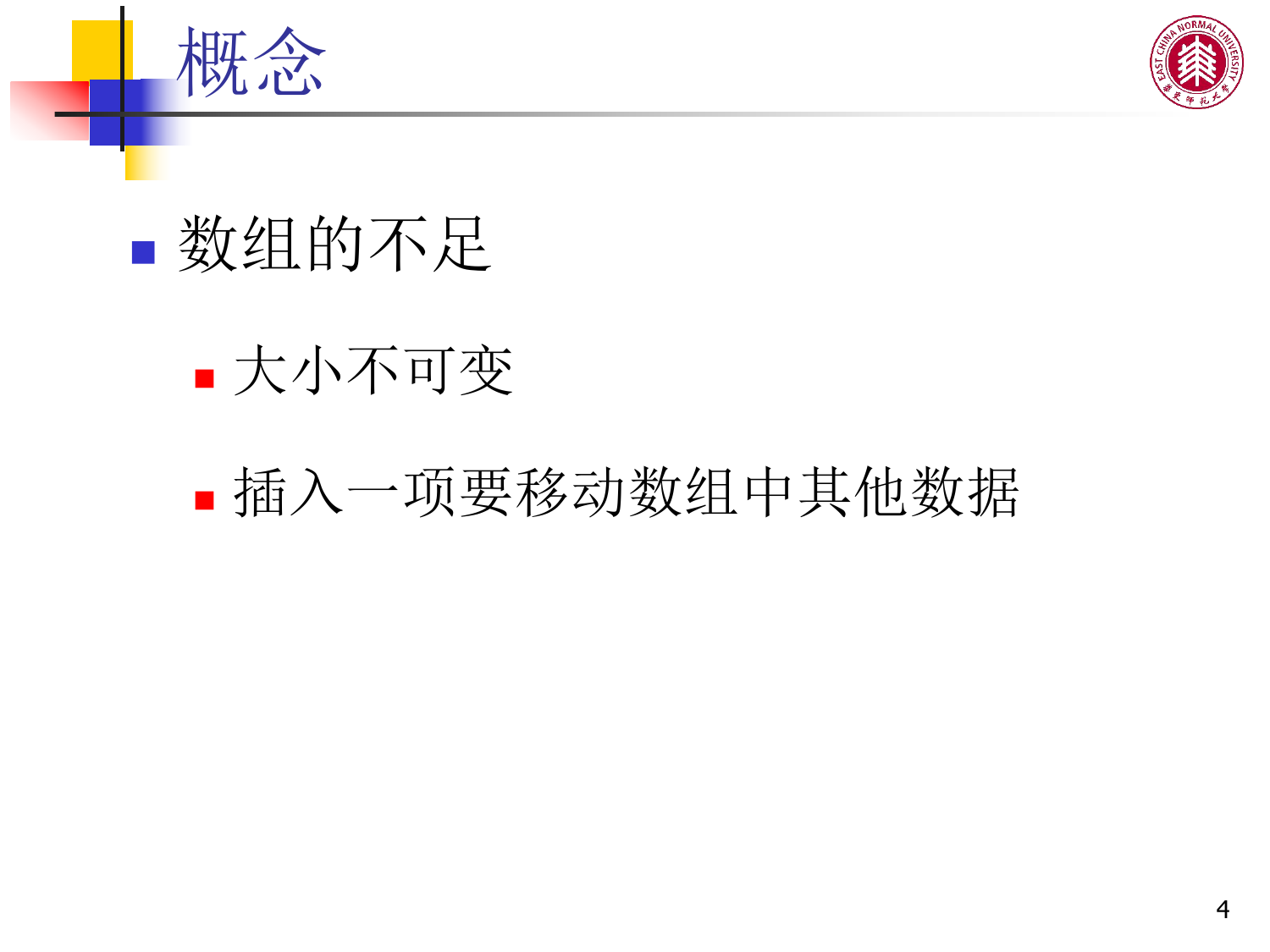# 概念

- 数组的不足
  - 大小不可变
  - 插入一项要移动数组中其他数据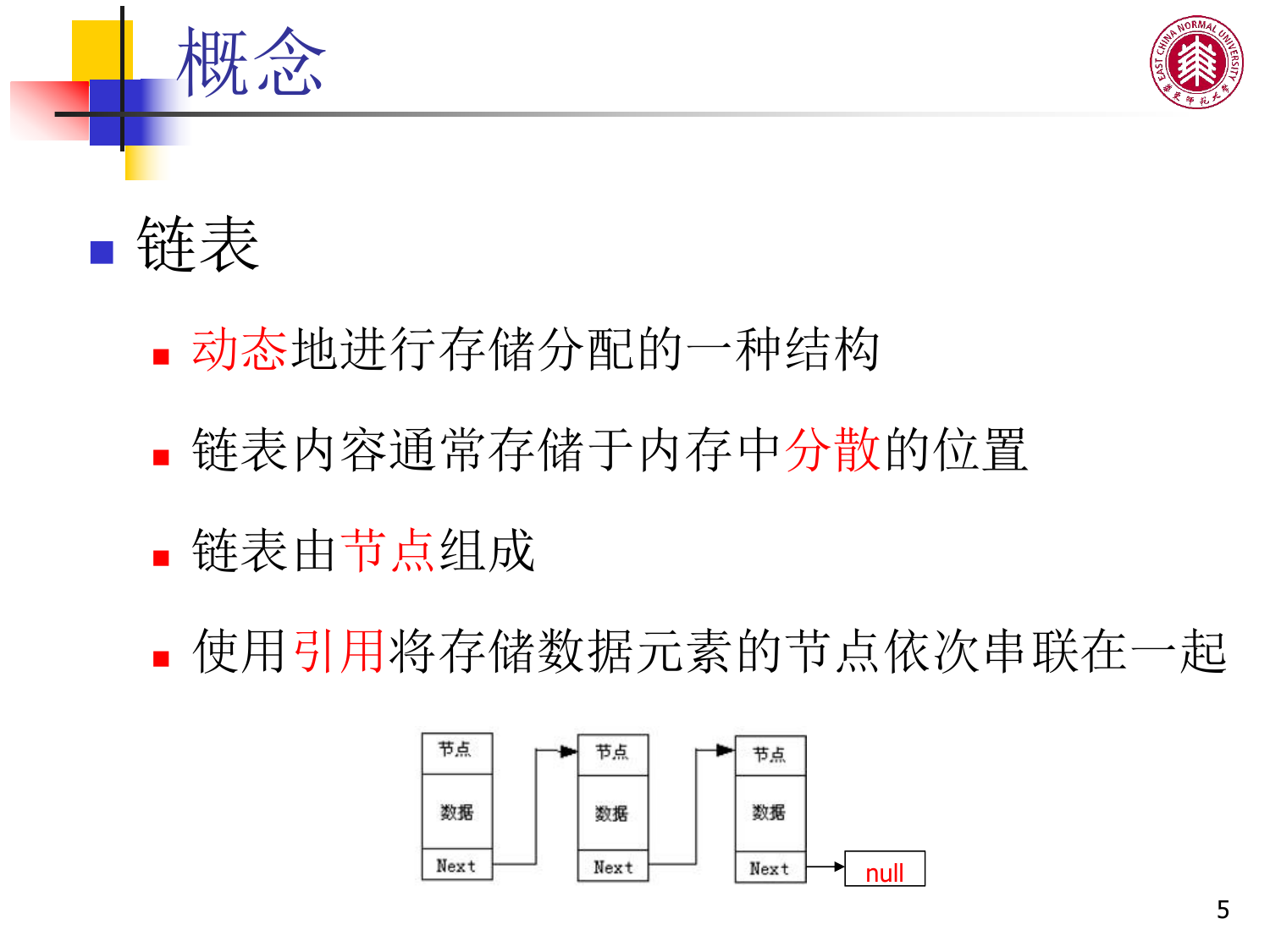# 概念

- 链表
  - 动态地进行存储分配的一种结构
  - 链表内容通常存储于内存中分散的位置
  - 链表由节点组成
  - 使用引用将存储数据元素的节点依次串联在一起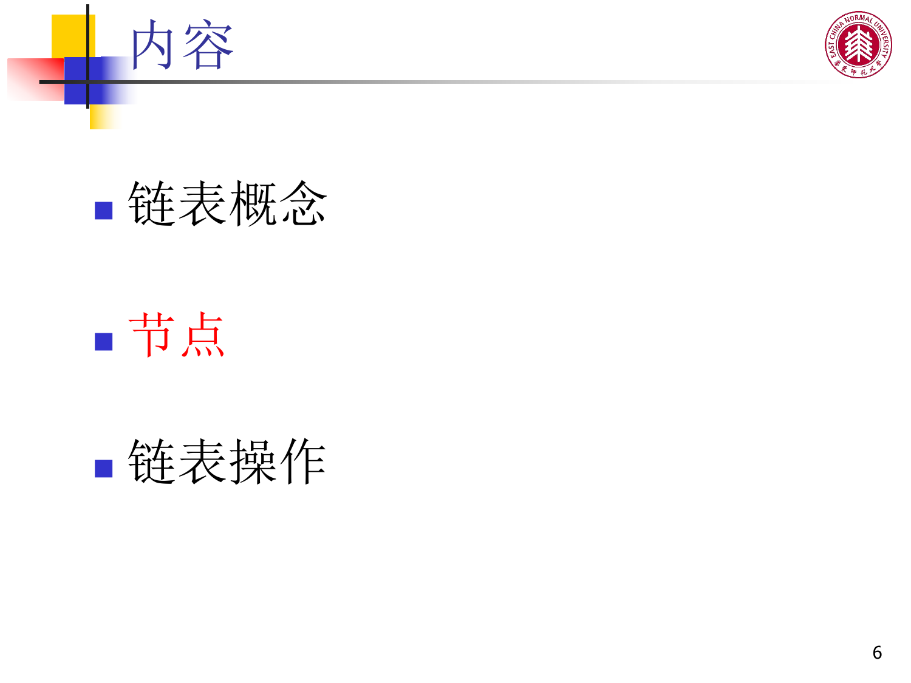# 内容

- 链表概念
- 节点
- 链表操作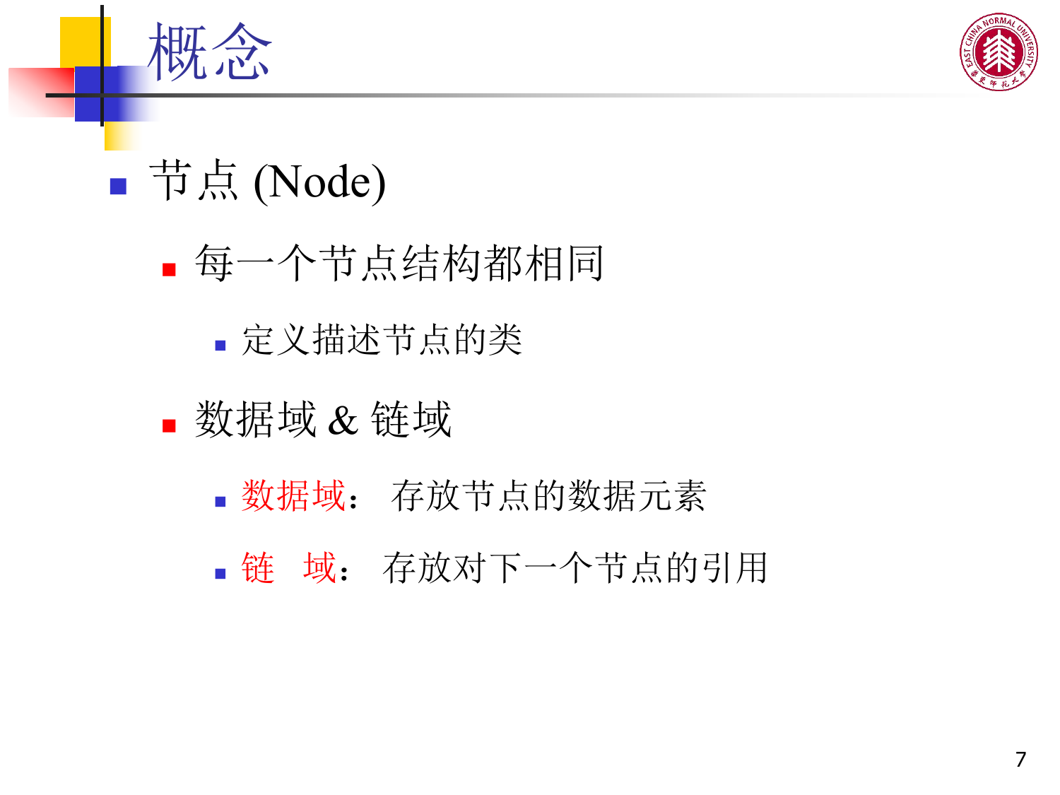# 概念

- 节点 (Node)
  - 每一个节点结构都相同
    - 定义描述节点的类
  - 数据域 & 链域
    - 数据域： 存放节点的数据元素
    - 链 域： 存放对下一个节点的引用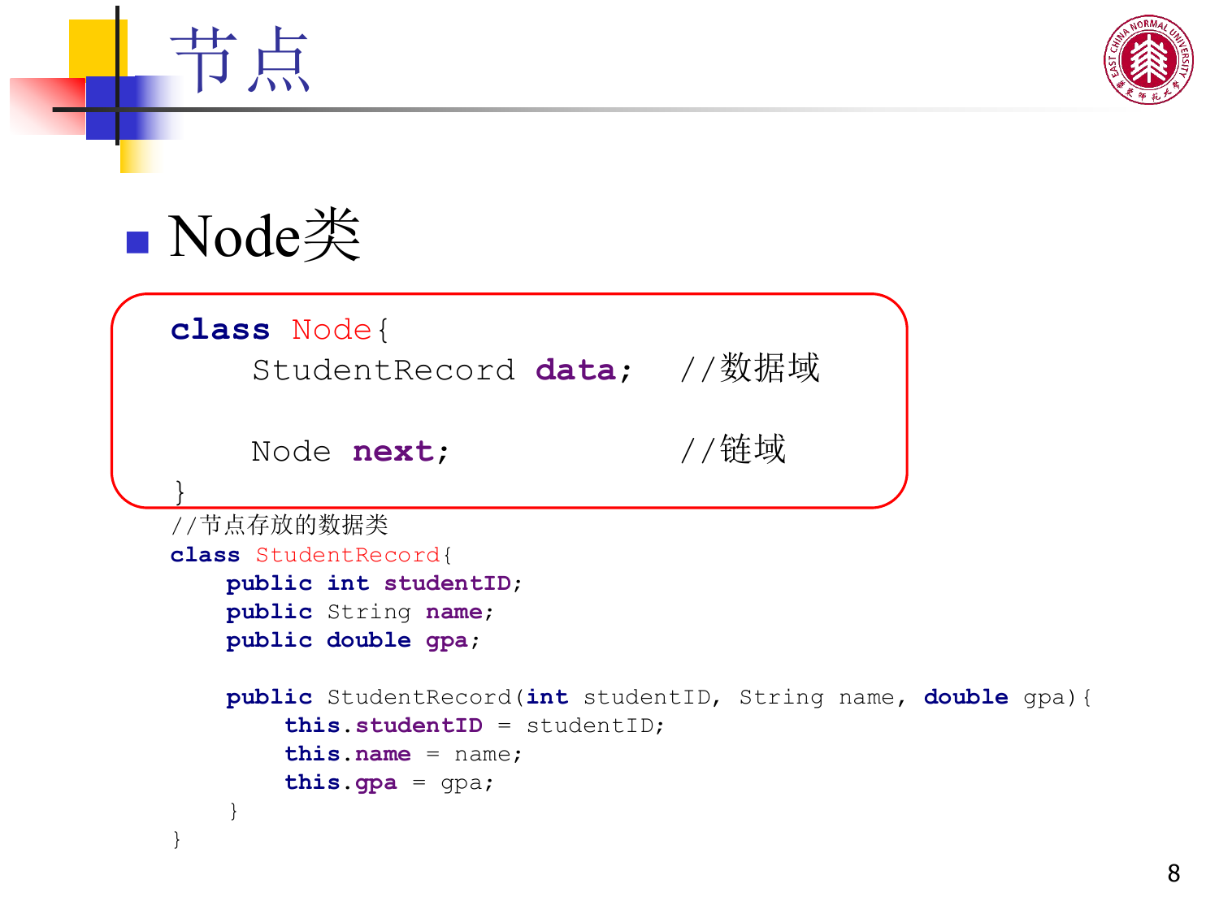# 节点

- Node类

```
class Node{
    StudentRecord data;   //数据域

    Node next;            //链域
}
//节点存放的数据类
class StudentRecord{
    public int studentID;
    public String name;
    public double gpa;

    public StudentRecord(int studentID, String name, double gpa){
        this.studentID = studentID;
        this.name = name;
        this.gpa = gpa;
    }
}
```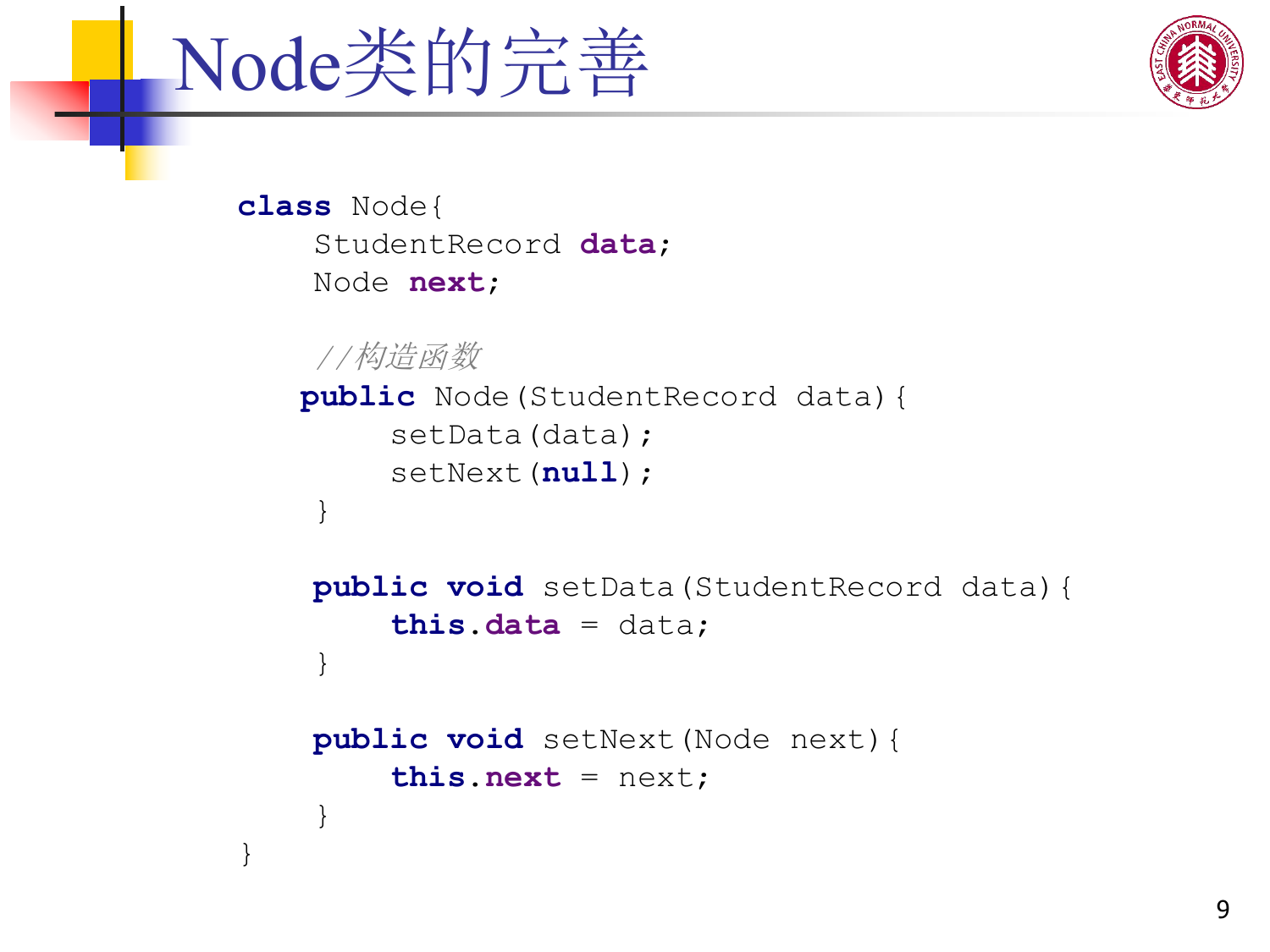# Node类的完善

```java
class Node{
    StudentRecord data;
    Node next;

    //构造函数
   public Node(StudentRecord data){
        setData(data);
        setNext(null);
    }

    public void setData(StudentRecord data){
        this.data = data;
    }

    public void setNext(Node next){
        this.next = next;
    }
}
```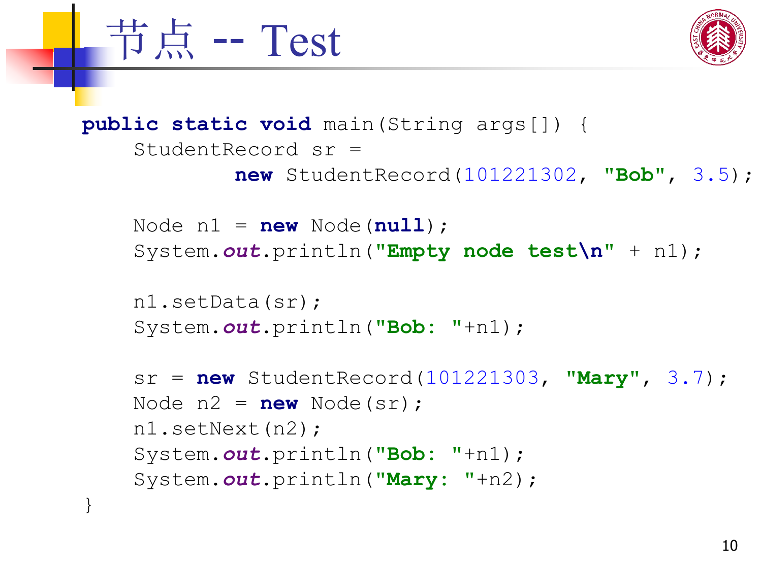# 节点 -- Test

```
public static void main(String args[]) {
    StudentRecord sr =
            new StudentRecord(101221302, "Bob", 3.5);

    Node n1 = new Node(null);
    System.out.println("Empty node test\n" + n1);

    n1.setData(sr);
    System.out.println("Bob: "+n1);

    sr = new StudentRecord(101221303, "Mary", 3.7);
    Node n2 = new Node(sr);
    n1.setNext(n2);
    System.out.println("Bob: "+n1);
    System.out.println("Mary: "+n2);
}
```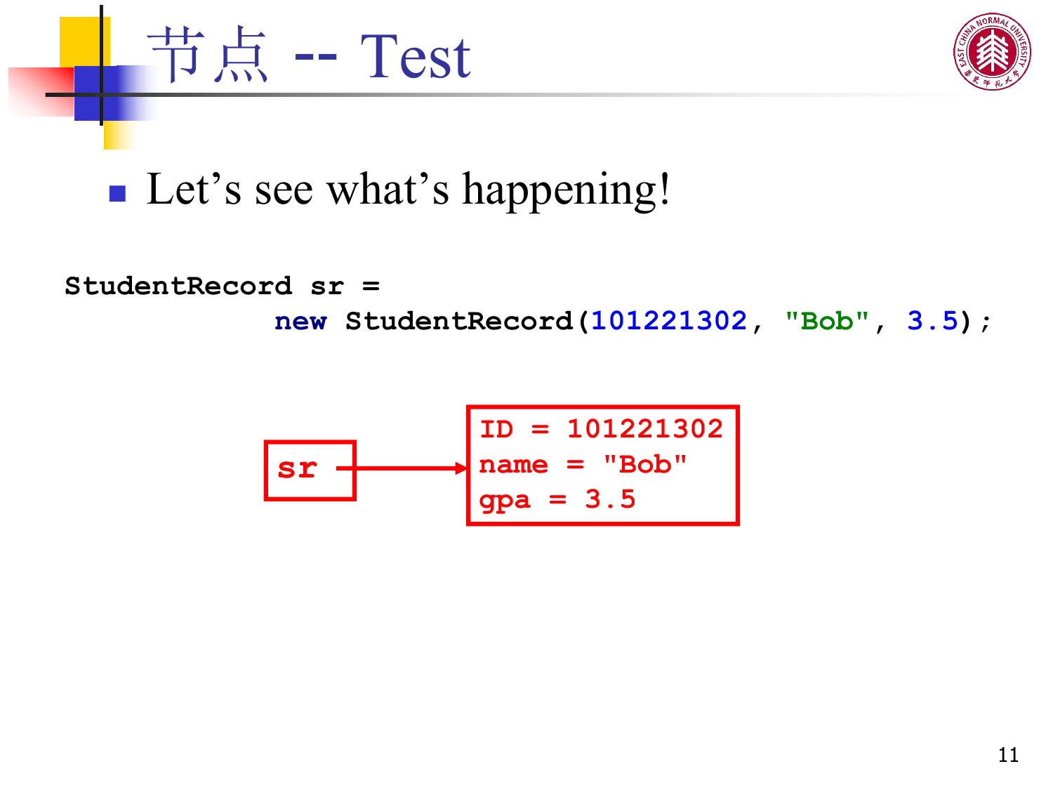# 节点 -- Test

- Let's see what's happening!

```
StudentRecord sr =
            new StudentRecord(101221302, "Bob", 3.5);
```

```
sr  ──►  ID = 101221302
         name = "Bob"
         gpa = 3.5
```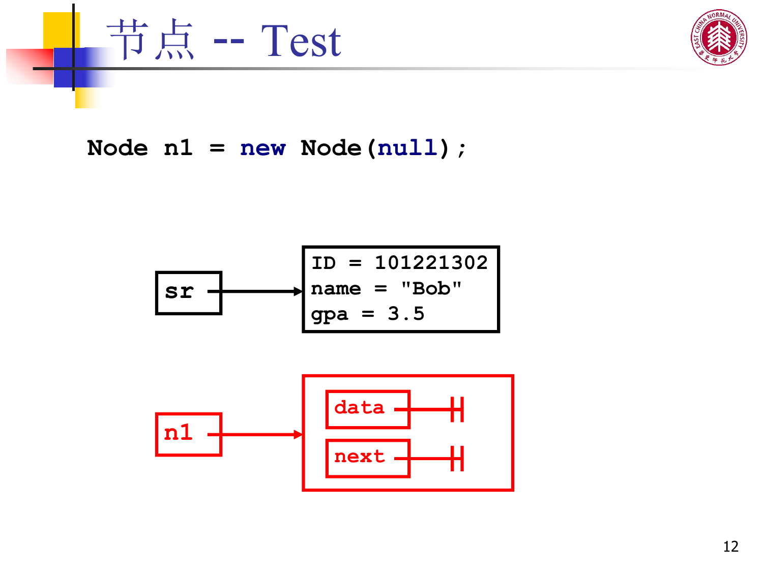# 节点 -- Test

```
Node n1 = new Node(null);
```

sr

ID = 101221302
name = "Bob"
gpa = 3.5

n1

data

next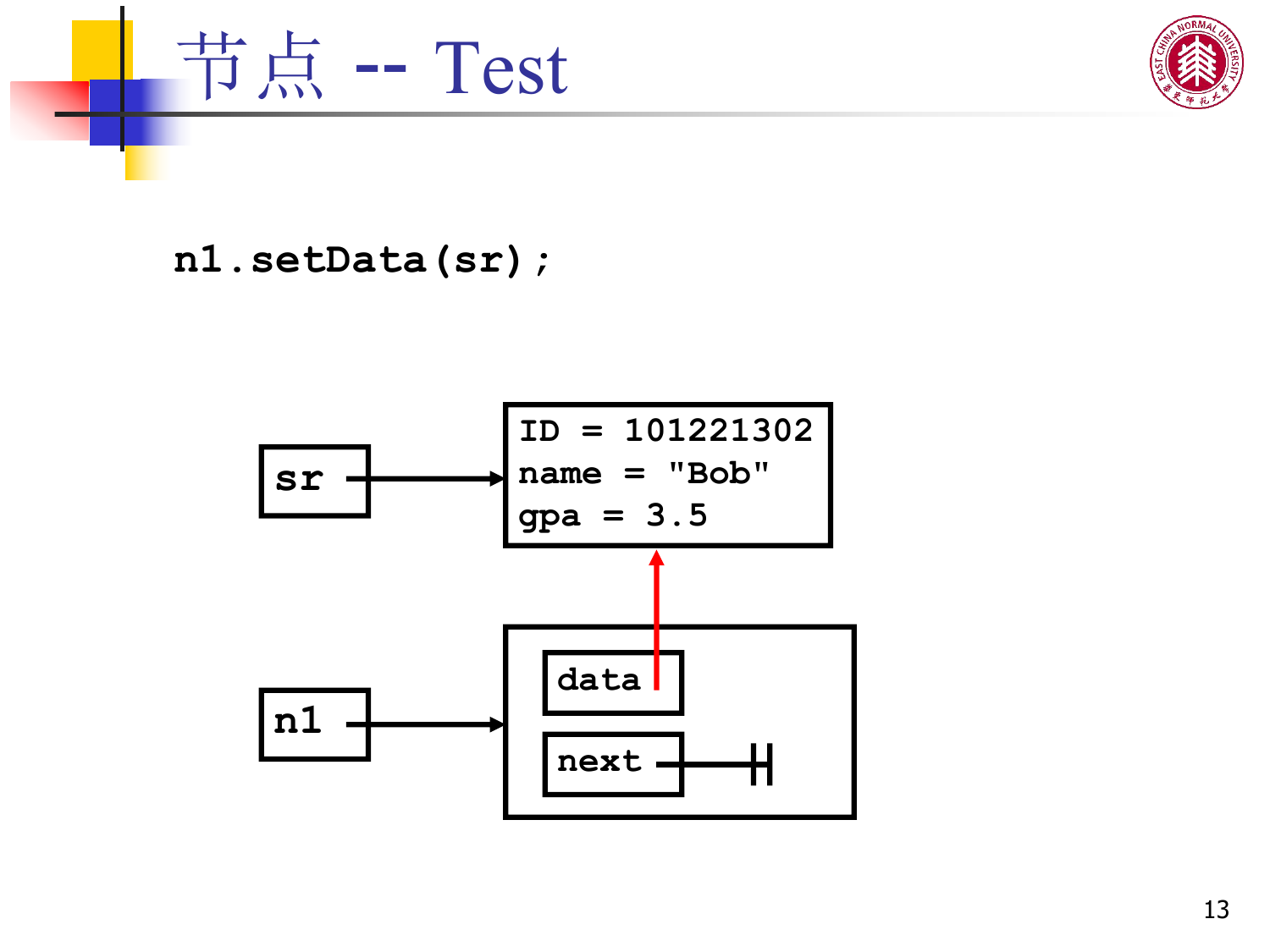# 节点 -- Test

```
n1.setData(sr);
```

sr

ID = 101221302
name = "Bob"
gpa = 3.5

n1

data

next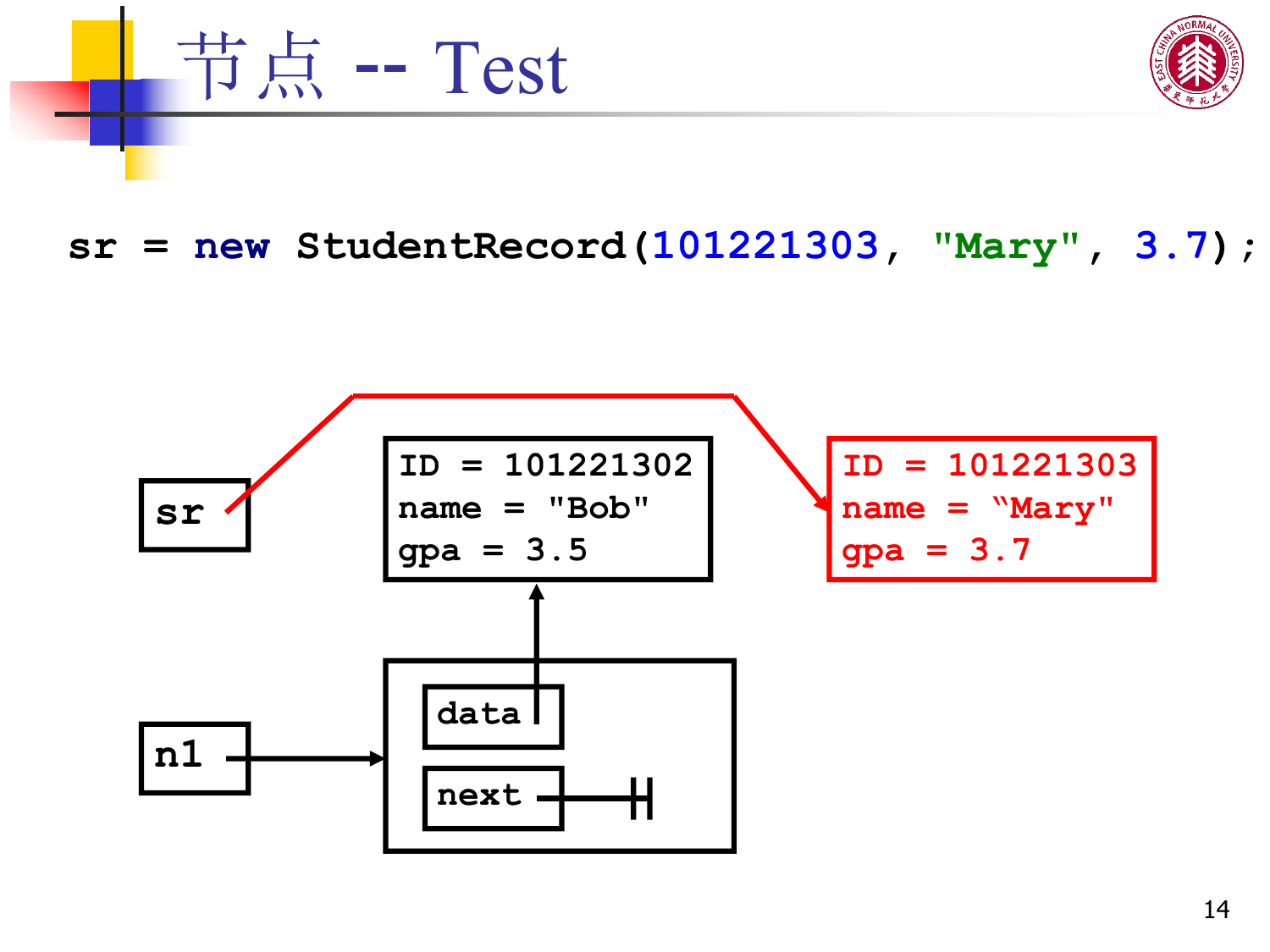# 节点 -- Test

```
sr = new StudentRecord(101221303, "Mary", 3.7);
```

sr

ID = 101221302
name = "Bob"
gpa = 3.5

ID = 101221303
name = “Mary"
gpa = 3.7

n1

data

next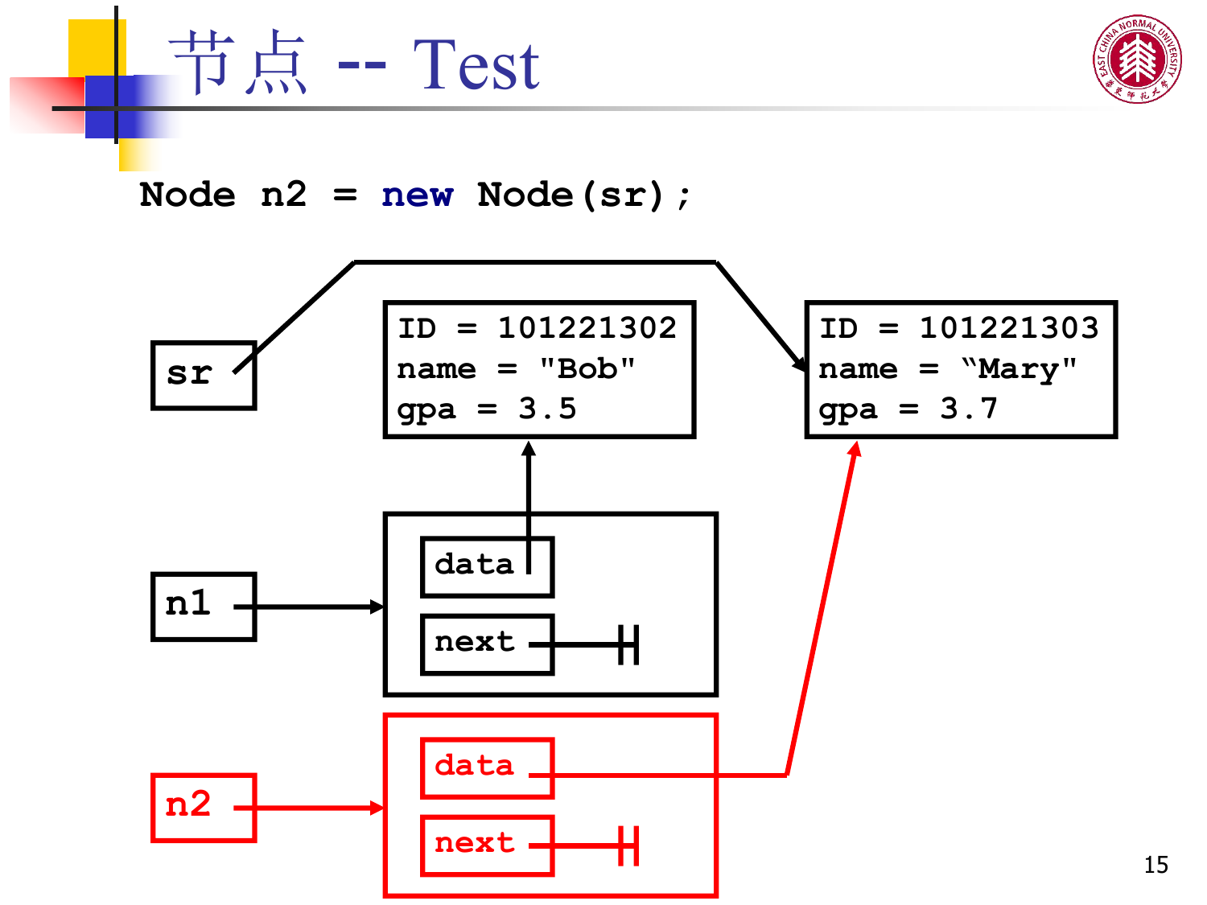# 节点 -- Test

```
Node n2 = new Node(sr);
```

sr

ID = 101221302
name = "Bob"
gpa = 3.5

ID = 101221303
name = “Mary"
gpa = 3.7

n1

data

next

n2

data

next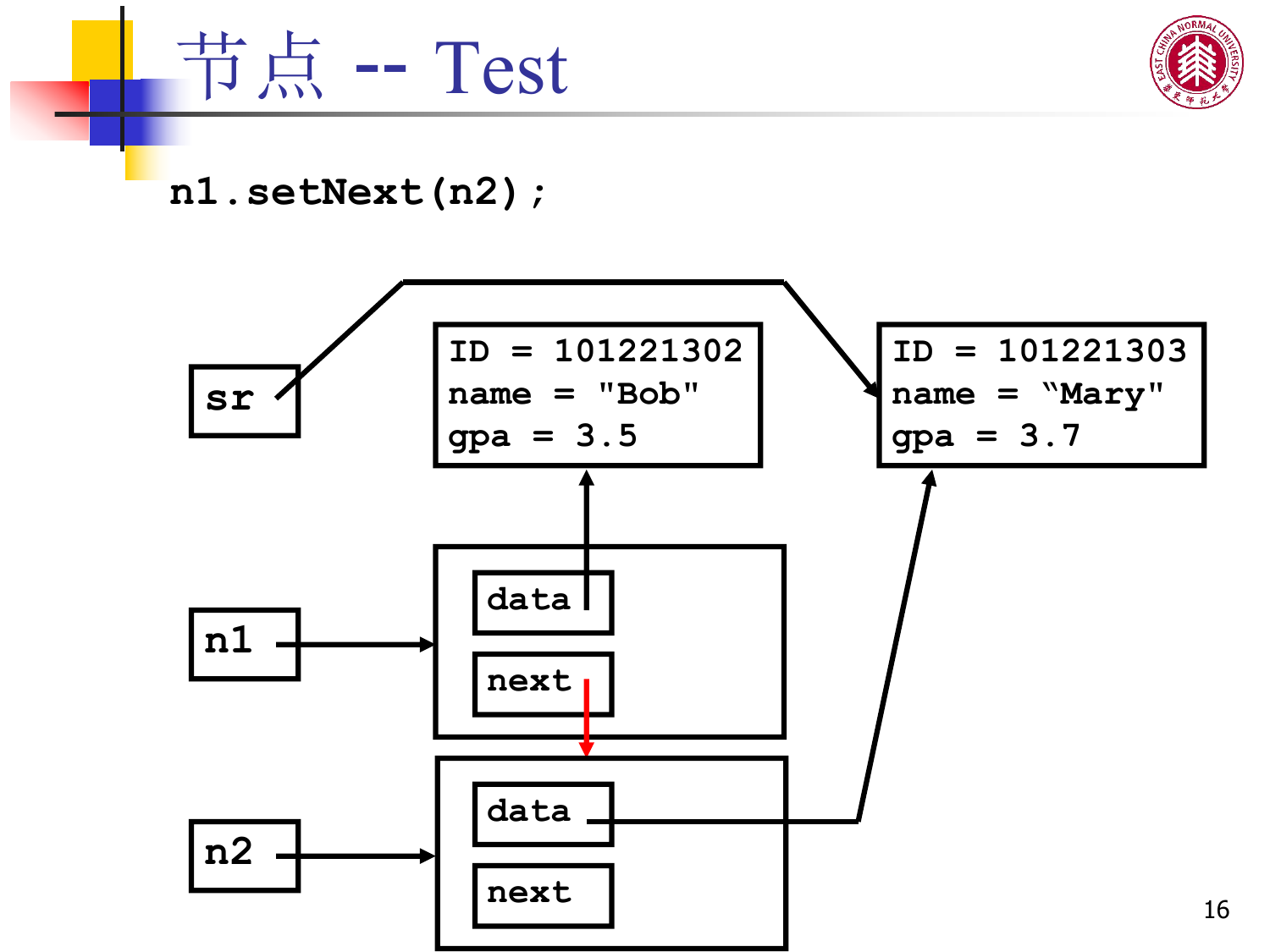# 节点 -- Test

```
n1.setNext(n2);
```

sr

ID = 101221302
name = "Bob"
gpa = 3.5

ID = 101221303
name = "Mary"
gpa = 3.7

n1

data

next

n2

data

next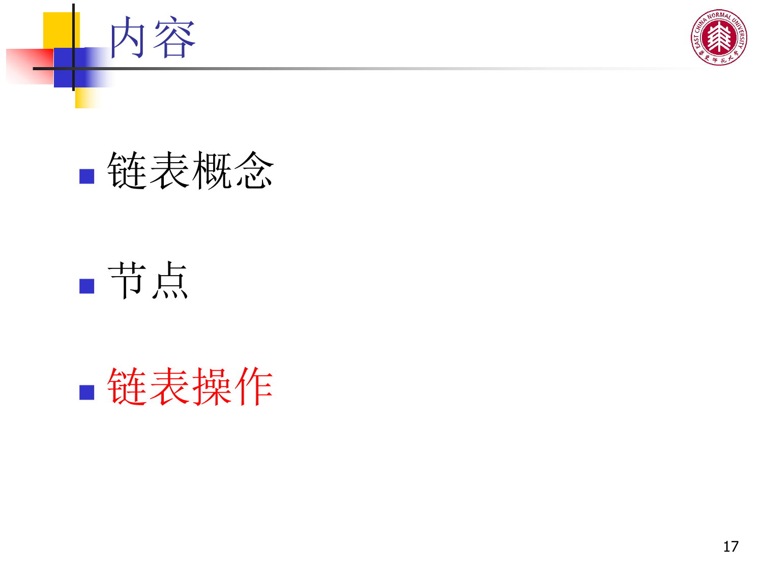# 内容

- 链表概念
- 节点
- 链表操作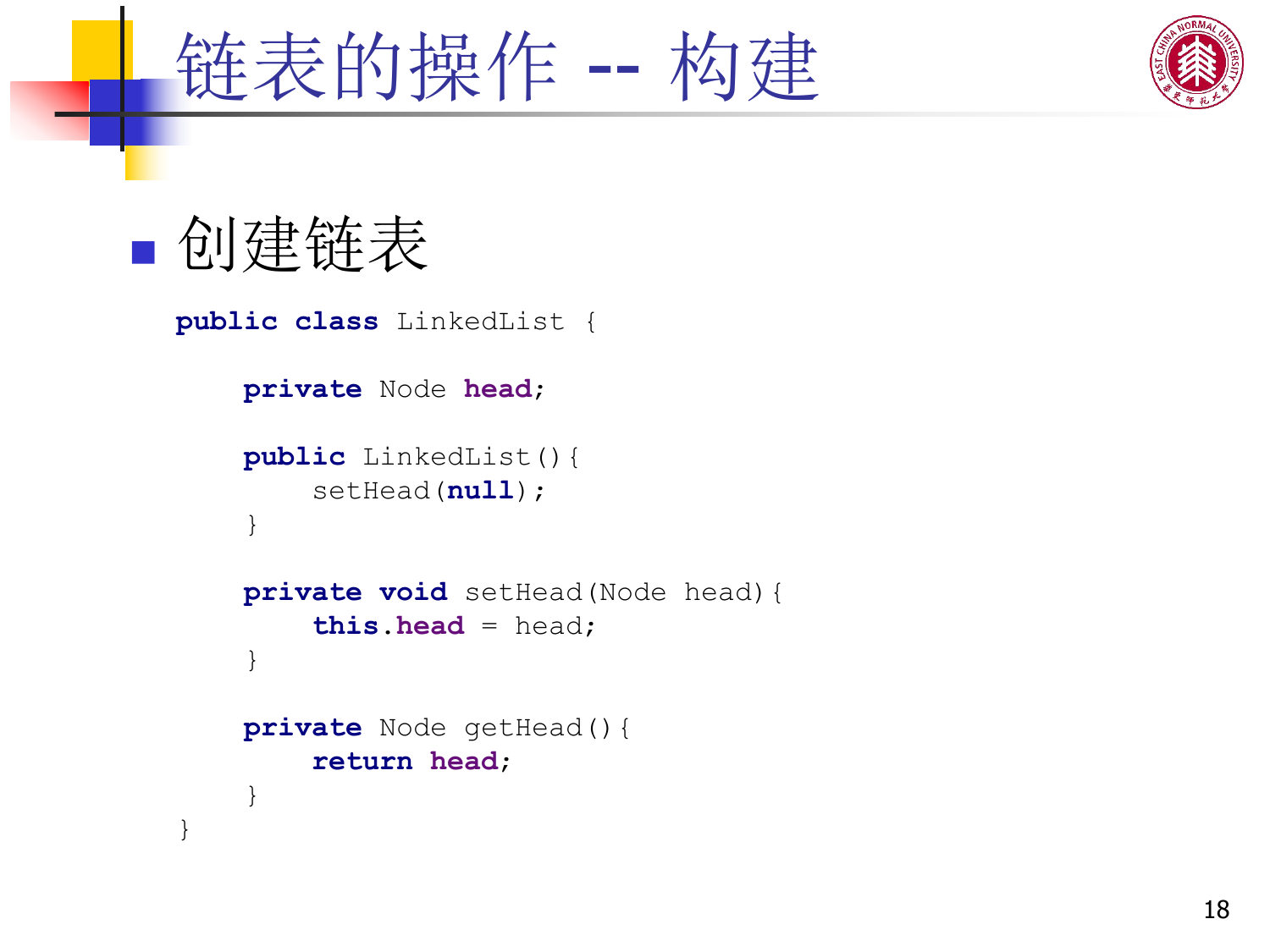# 链表的操作 -- 构建

- 创建链表

```
public class LinkedList {

    private Node head;

    public LinkedList(){
        setHead(null);
    }

    private void setHead(Node head){
        this.head = head;
    }

    private Node getHead(){
        return head;
    }
}
```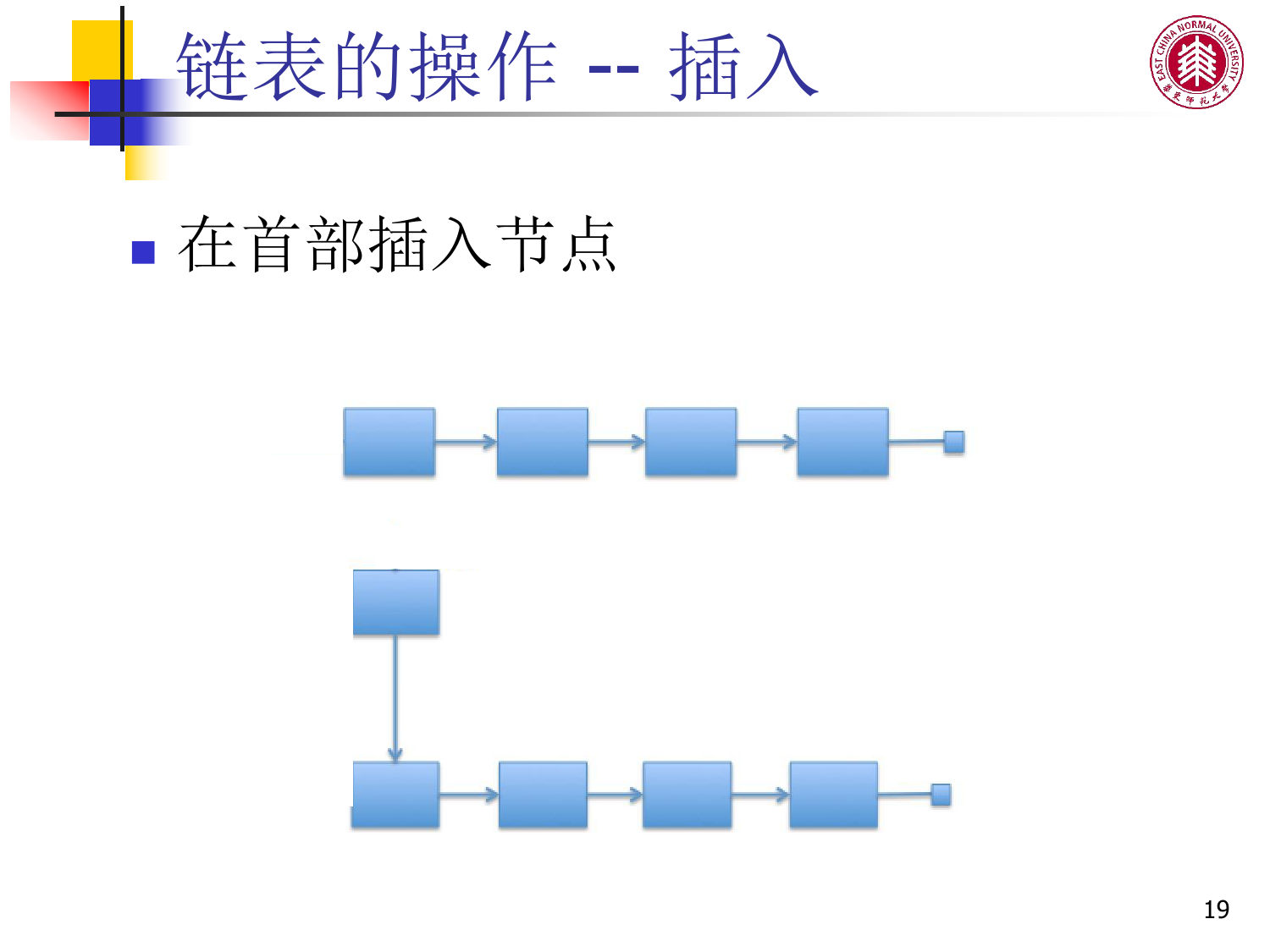# 链表的操作 -- 插入

- 在首部插入节点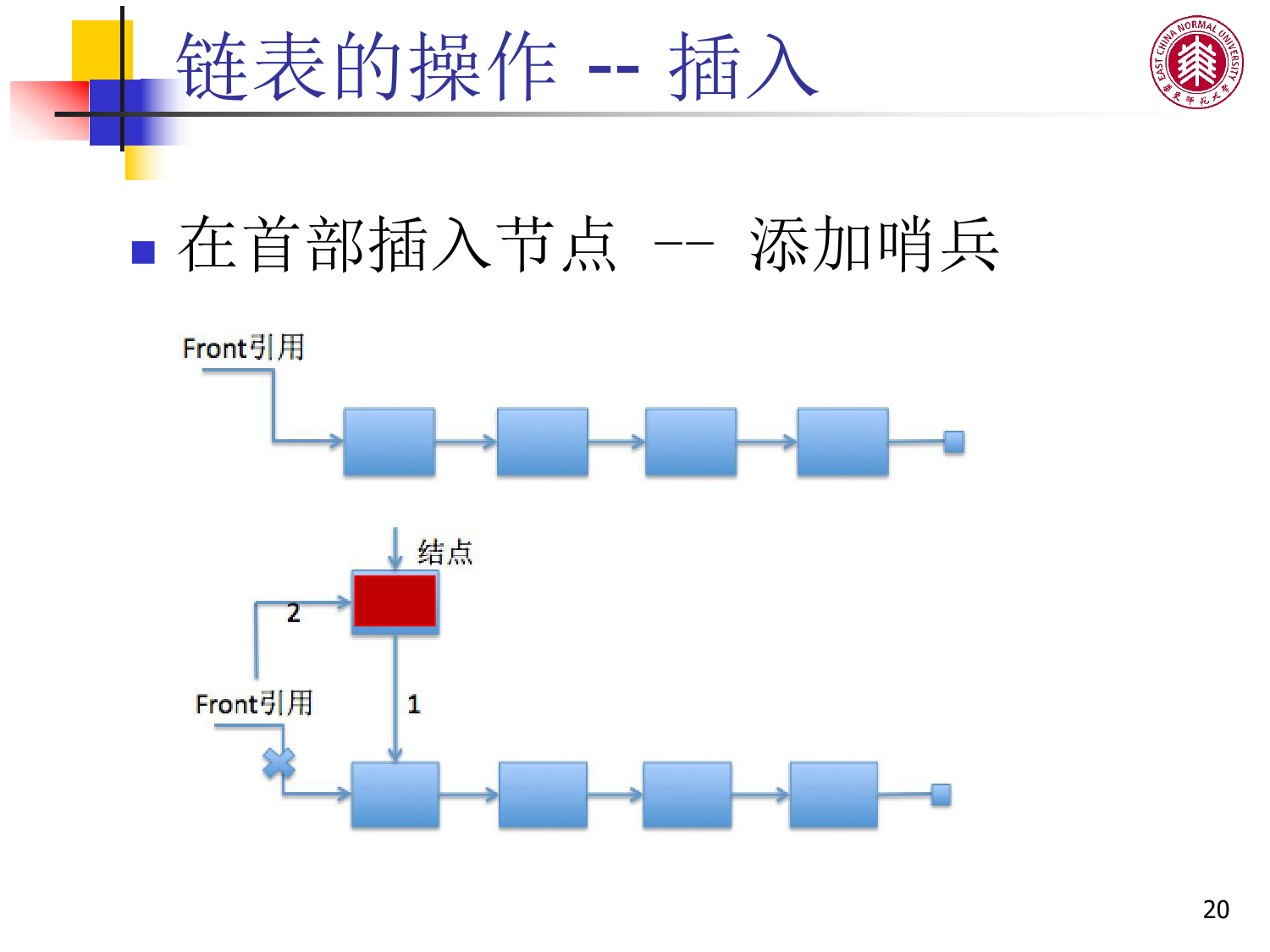# 链表的操作 -- 插入

- 在首部插入节点 -- 添加哨兵

Front引用

结点

2

Front引用

1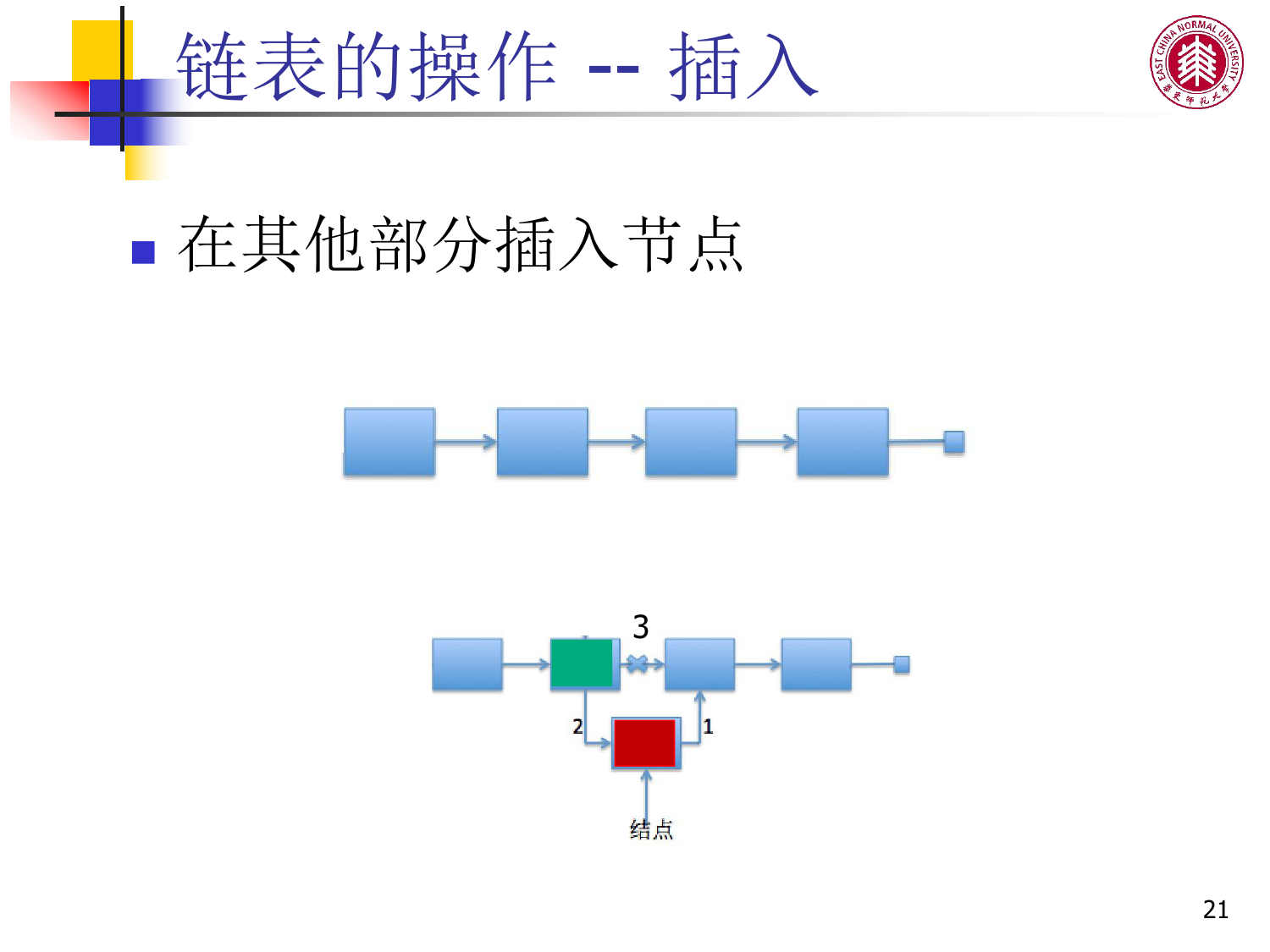# 链表的操作 -- 插入

- 在其他部分插入节点

3

2

1

结点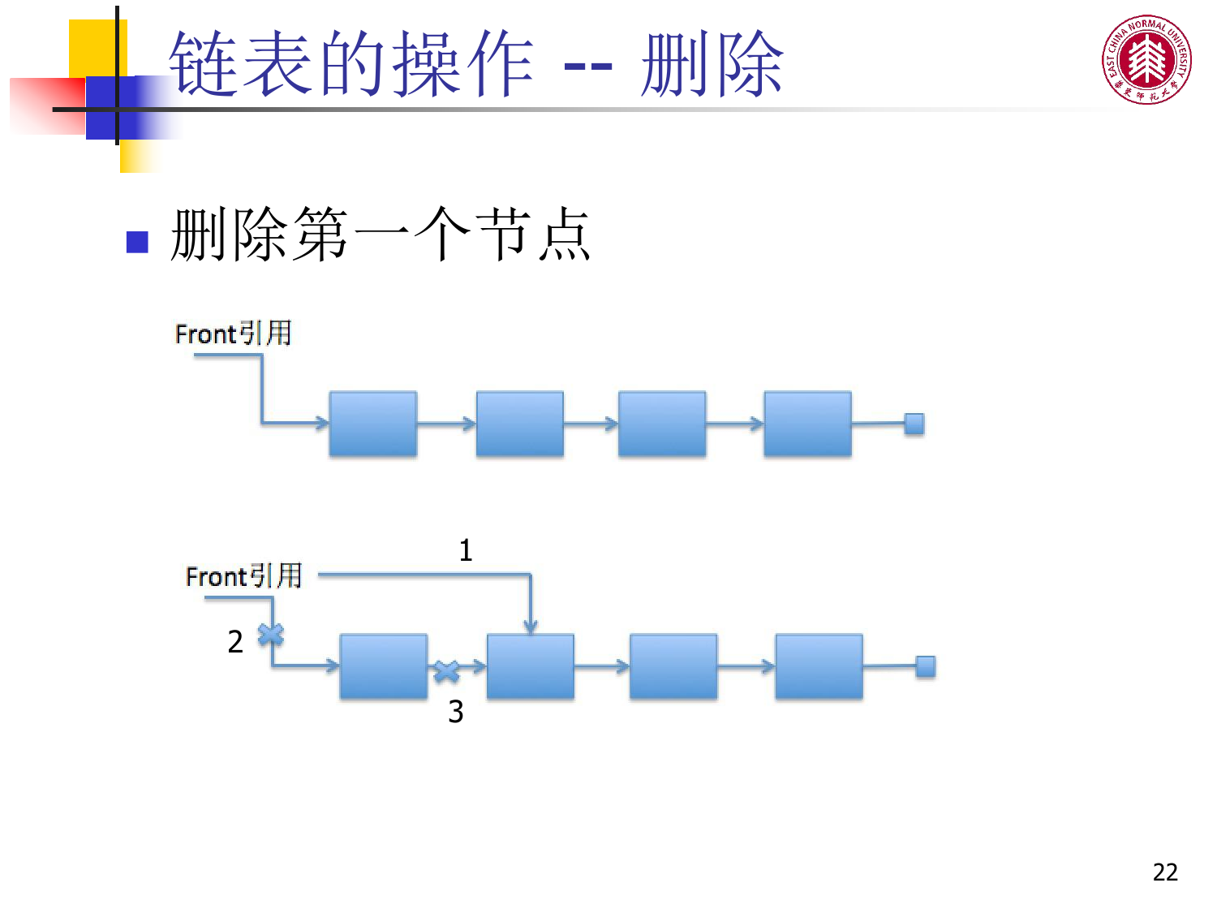# 链表的操作 -- 删除

- 删除第一个节点

Front引用

Front引用

1

2

3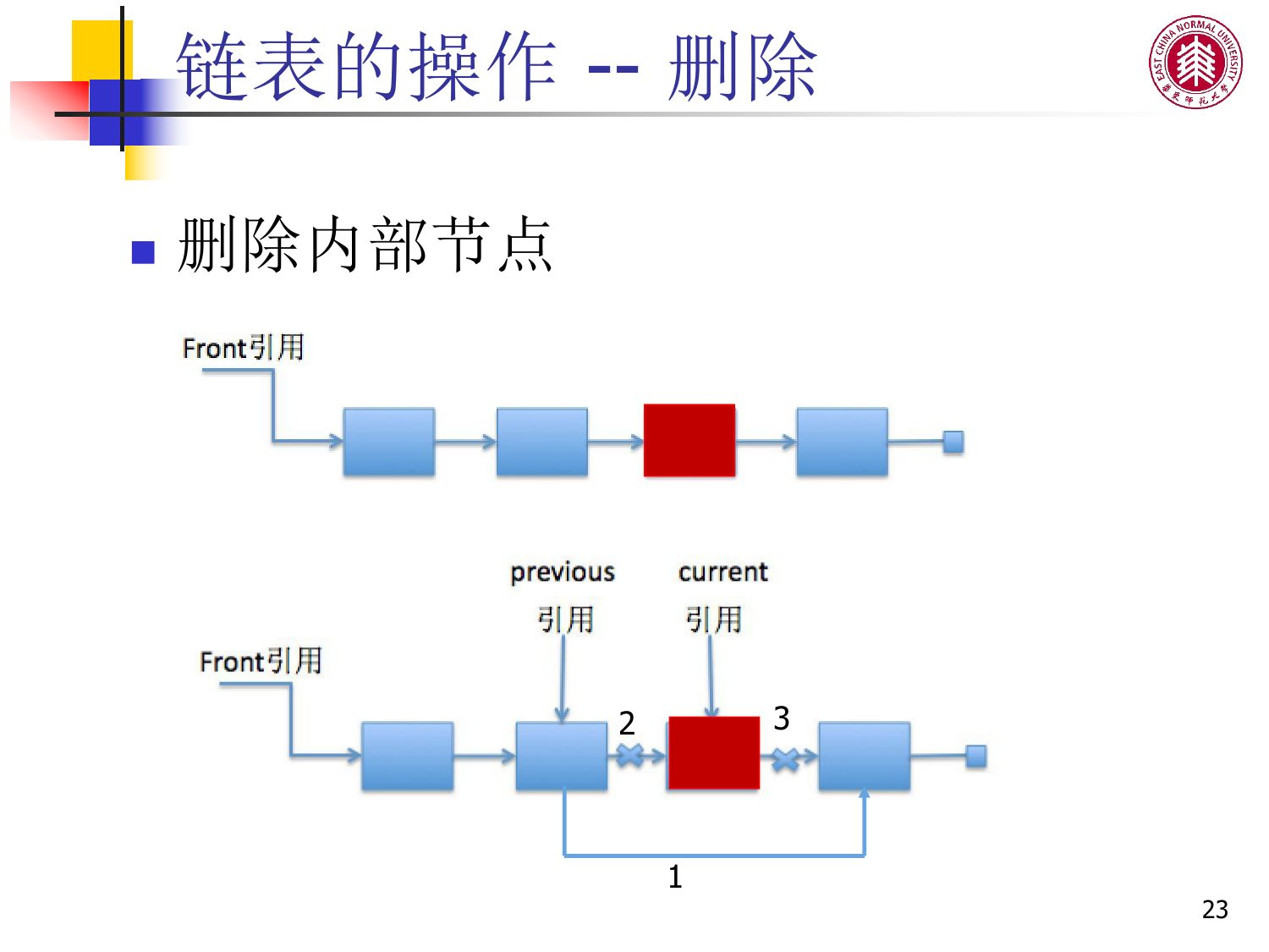# 链表的操作 -- 删除

- 删除内部节点

Front引用

previous 引用

current 引用

Front引用

2

3

1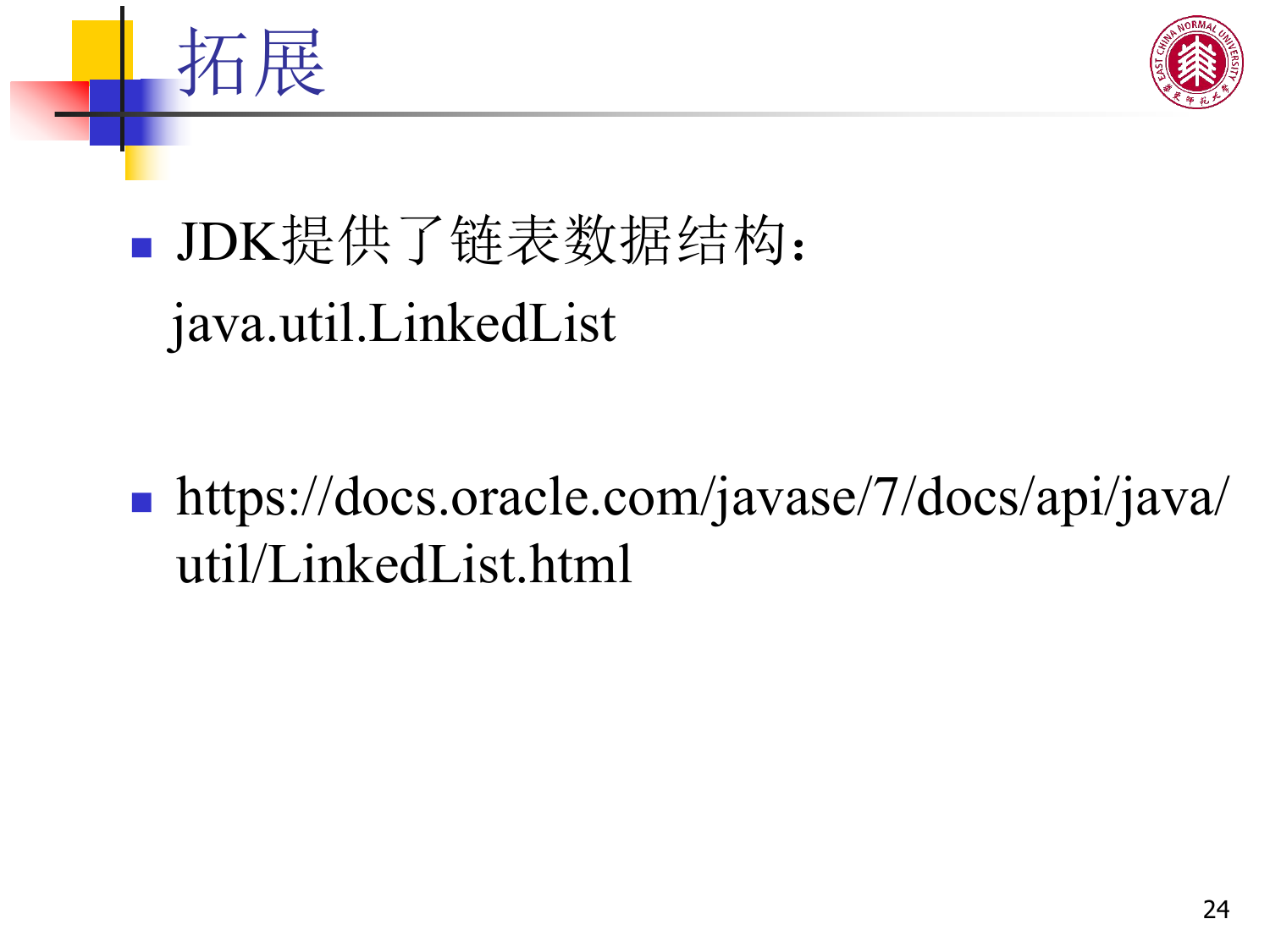# 拓展

- JDK提供了链表数据结构：
  java.util.LinkedList

- https://docs.oracle.com/javase/7/docs/api/java/util/LinkedList.html